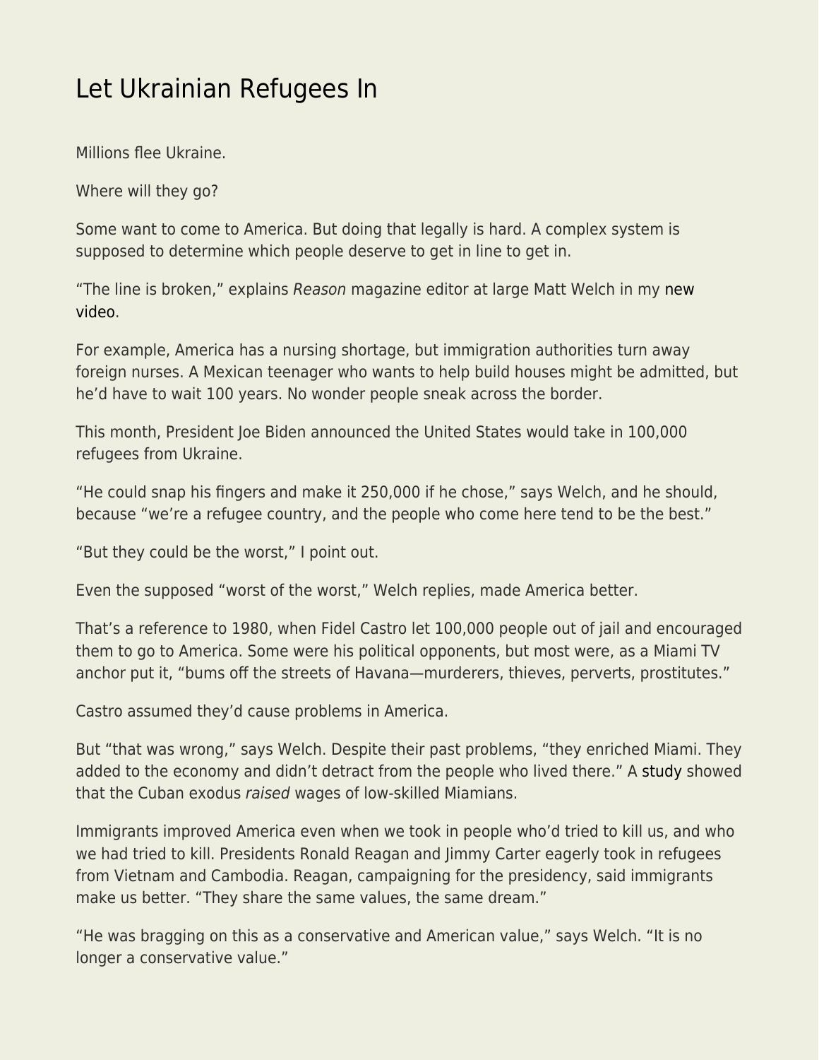# Let Ukrainian Refugees In

Millions flee Ukraine.

Where will they go?

Some want to come to America. But doing that legally is hard. A complex system is supposed to determine which people deserve to get in line to get in.

"The line is broken," explains *Reason* magazine editor at large Matt Welch in my new video.

For example, America has a nursing shortage, but immigration authorities turn away foreign nurses. A Mexican teenager who wants to help build houses might be admitted, but he'd have to wait 100 years. No wonder people sneak across the border.

This month, President Joe Biden announced the United States would take in 100,000 refugees from Ukraine.

"He could snap his fingers and make it 250,000 if he chose," says Welch, and he should, because "we're a refugee country, and the people who come here tend to be the best."

"But they could be the worst," I point out.

Even the supposed "worst of the worst," Welch replies, made America better.

That's a reference to 1980, when Fidel Castro let 100,000 people out of jail and encouraged them to go to America. Some were his political opponents, but most were, as a Miami TV anchor put it, "bums off the streets of Havana—murderers, thieves, perverts, prostitutes."

Castro assumed they'd cause problems in America.

But "that was wrong," says Welch. Despite their past problems, "they enriched Miami. They added to the economy and didn't detract from the people who lived there." A study showed that the Cuban exodus *raised* wages of low-skilled Miamians.

Immigrants improved America even when we took in people who'd tried to kill us, and who we had tried to kill. Presidents Ronald Reagan and Jimmy Carter eagerly took in refugees from Vietnam and Cambodia. Reagan, campaigning for the presidency, said immigrants make us better. "They share the same values, the same dream."

"He was bragging on this as a conservative and American value," says Welch. "It is no longer a conservative value."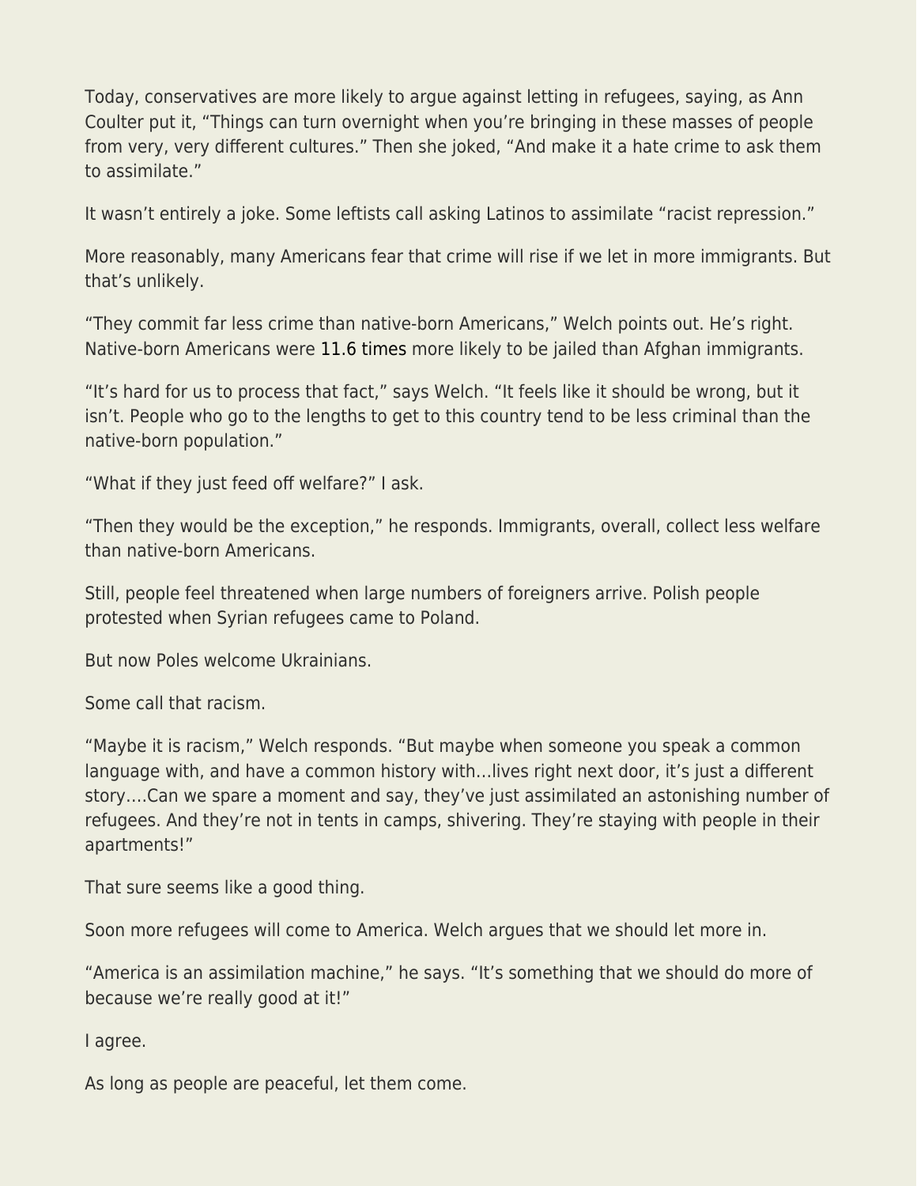Today, conservatives are more likely to argue against letting in refugees, saying, as Ann Coulter put it, "Things can turn overnight when you're bringing in these masses of people from very, very different cultures." Then she joked, "And make it a hate crime to ask them to assimilate."

It wasn't entirely a joke. Some leftists call asking Latinos to assimilate "racist repression."

More reasonably, many Americans fear that crime will rise if we let in more immigrants. But that's unlikely.

"They commit far less crime than native-born Americans," Welch points out. He's right. Native-born Americans were 11.6 times more likely to be jailed than Afghan immigrants.

"It's hard for us to process that fact," says Welch. "It feels like it should be wrong, but it isn't. People who go to the lengths to get to this country tend to be less criminal than the native-born population."

"What if they just feed off welfare?" I ask.

"Then they would be the exception," he responds. Immigrants, overall, collect less welfare than native-born Americans.

Still, people feel threatened when large numbers of foreigners arrive. Polish people protested when Syrian refugees came to Poland.

But now Poles welcome Ukrainians.

Some call that racism.

"Maybe it is racism," Welch responds. "But maybe when someone you speak a common language with, and have a common history with…lives right next door, it's just a different story….Can we spare a moment and say, they've just assimilated an astonishing number of refugees. And they're not in tents in camps, shivering. They're staying with people in their apartments!"

That sure seems like a good thing.

Soon more refugees will come to America. Welch argues that we should let more in.

"America is an assimilation machine," he says. "It's something that we should do more of because we're really good at it!"

I agree.

As long as people are peaceful, let them come.